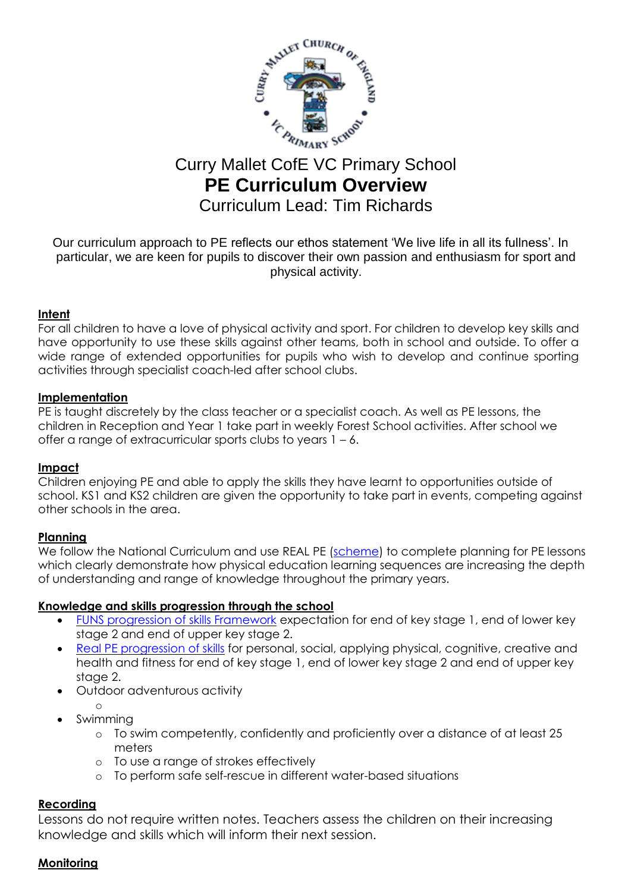# Curry Mallet CofE VC Primary School

## PE Curriculum Overview

### Curriculum Lead: Tim Richards

Our curriculum approach to PE reflects our ethos statement 'We live life in all its fullness'. In particular, we are keen for pupils to discover their own passion and enthusiasm for sport and physical activity.

**Intent**

For all children to have a love of physical activity and sport. For children to develop key skills and have opportunity to use these skills against other teams, both in school and outside. To offer a wide range of extended opportunities for pupils who wish to develop and continue sporting activities through specialist coach-led after school clubs.

**Implementation**

PE is taught discretely by the class teacher or a specialist coach. As well as PE lessons, the children in Reception and Year 1 take part in weekly Forest School activities. After school we offer a range of extracurricular sports clubs to years 1 – 6.

**Impact**

Children enjoying PE and able to apply the skills they have learnt to opportunities outside of school. KS1 and KS2 children are given the opportunity to take part in events, competing against other schools in the area.

**Planning**

We follow the National Curriculum and use REAL PE (scheme) to complete planning for PE lessons which clearly demonstrate how physical education learning sequences are increasing the depth of understanding and range of knowledge throughout the primary years.

**Knowledge and skills progression through the school**

- FUNS progression of skills Framework expectation for end of key stage 1, end of lower key stage 2 and end of upper key stage 2.
- Real PE progression of skills for personal, social, applying physical, cognitive, creative and health and fitness for end of key stage 1, end of lower key stage 2 and end of upper key stage 2.
- Outdoor adventurous activity
  - 
- Swimming
  - To swim competently, confidently and proficiently over a distance of at least 25 meters
  - To use a range of strokes effectively
  - To perform safe self-rescue in different water-based situations

**Recording**

Lessons do not require written notes. Teachers assess the children on their increasing knowledge and skills which will inform their next session.

**Monitoring**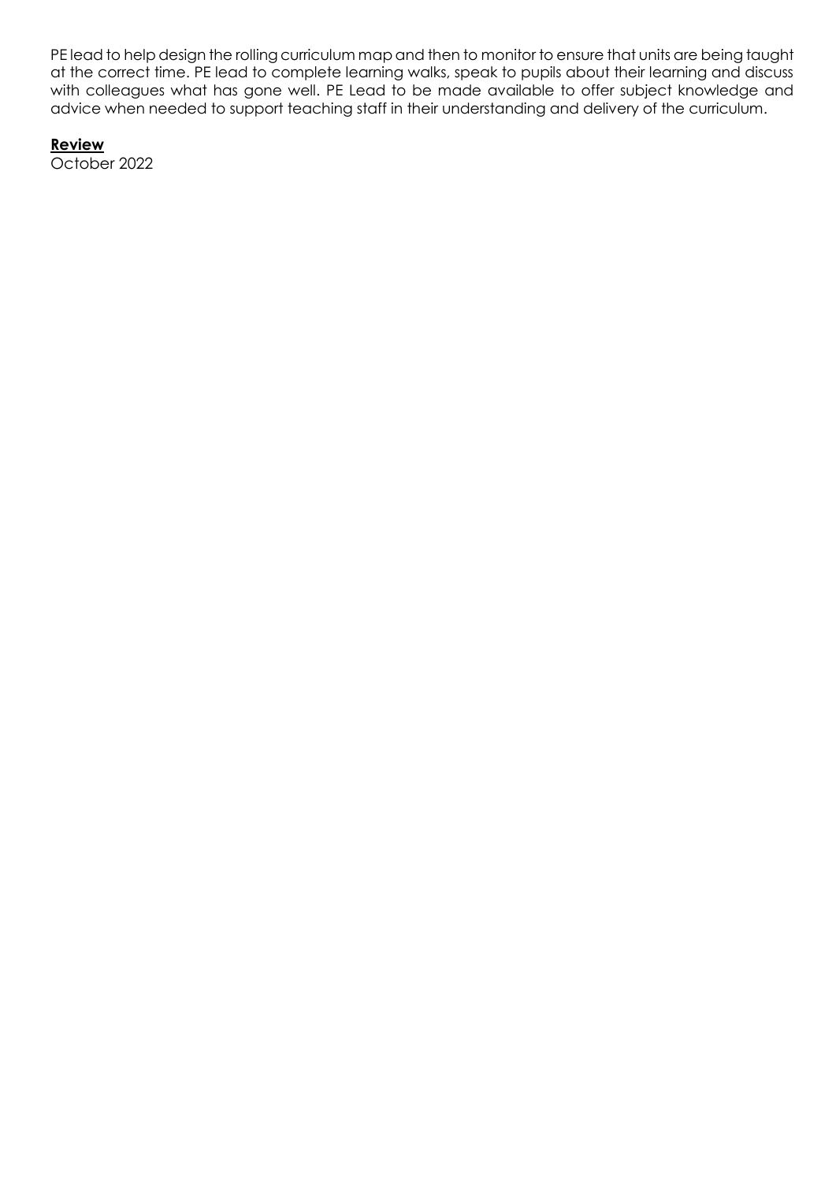PE lead to help design the rolling curriculum map and then to monitor to ensure that units are being taught at the correct time. PE lead to complete learning walks, speak to pupils about their learning and discuss with colleagues what has gone well. PE Lead to be made available to offer subject knowledge and advice when needed to support teaching staff in their understanding and delivery of the curriculum.

**Review**

October 2022